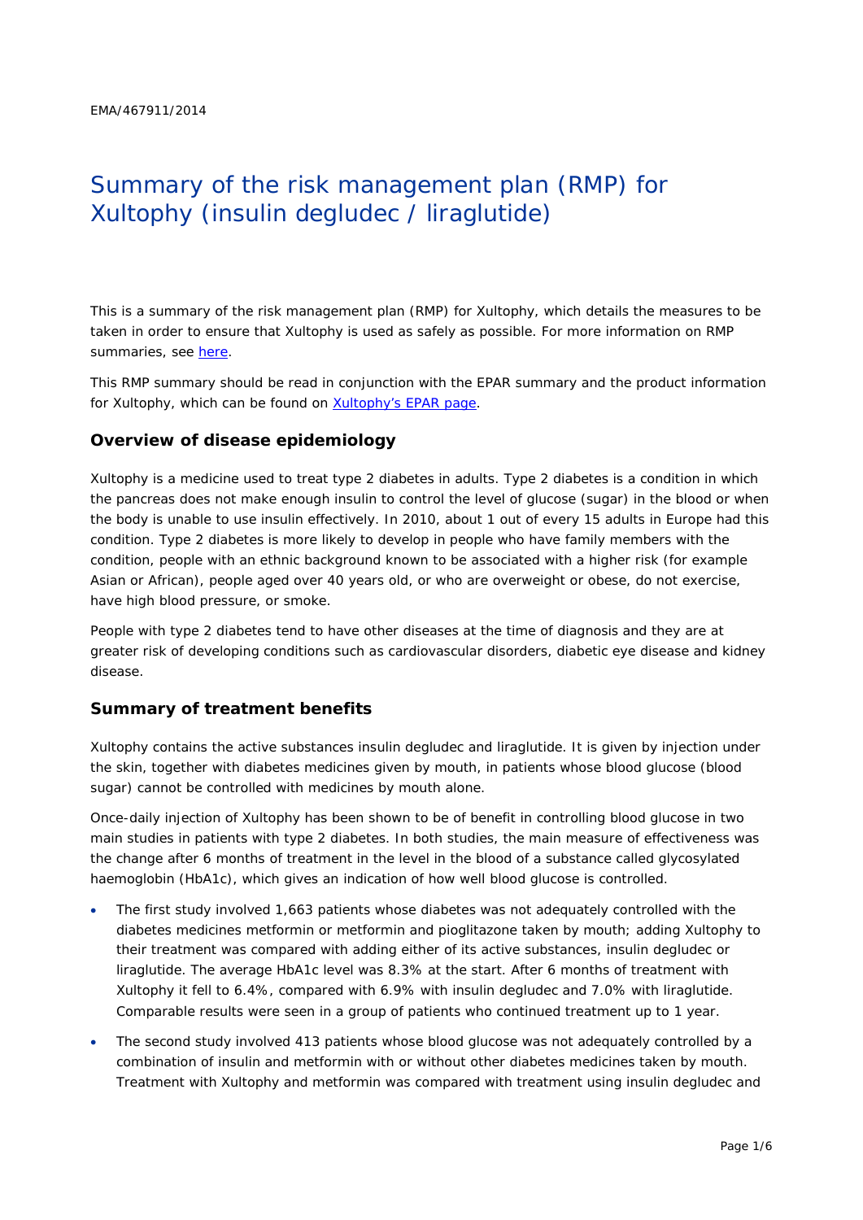EMA/467911/2014

# Summary of the risk management plan (RMP) for Xultophy (insulin degludec / liraglutide)

This is a summary of the risk management plan (RMP) for Xultophy, which details the measures to be taken in order to ensure that Xultophy is used as safely as possible. For more information on RMP summaries, see here.

This RMP summary should be read in conjunction with the EPAR summary and the product information for Xultophy, which can be found on Xultophy's EPAR page.

## Overview of disease epidemiology

Xultophy is a medicine used to treat type 2 diabetes in adults. Type 2 diabetes is a condition in which the pancreas does not make enough insulin to control the level of glucose (sugar) in the blood or when the body is unable to use insulin effectively. In 2010, about 1 out of every 15 adults in Europe had this condition. Type 2 diabetes is more likely to develop in people who have family members with the condition, people with an ethnic background known to be associated with a higher risk (for example Asian or African), people aged over 40 years old, or who are overweight or obese, do not exercise, have high blood pressure, or smoke.

People with type 2 diabetes tend to have other diseases at the time of diagnosis and they are at greater risk of developing conditions such as cardiovascular disorders, diabetic eye disease and kidney disease.

## Summary of treatment benefits

Xultophy contains the active substances insulin degludec and liraglutide. It is given by injection under the skin, together with diabetes medicines given by mouth, in patients whose blood glucose (blood sugar) cannot be controlled with medicines by mouth alone.

Once-daily injection of Xultophy has been shown to be of benefit in controlling blood glucose in two main studies in patients with type 2 diabetes. In both studies, the main measure of effectiveness was the change after 6 months of treatment in the level in the blood of a substance called glycosylated haemoglobin (HbA1c), which gives an indication of how well blood glucose is controlled.

- The first study involved 1,663 patients whose diabetes was not adequately controlled with the diabetes medicines metformin or metformin and pioglitazone taken by mouth; adding Xultophy to their treatment was compared with adding either of its active substances, insulin degludec or liraglutide. The average HbA1c level was 8.3% at the start. After 6 months of treatment with Xultophy it fell to 6.4%, compared with 6.9% with insulin degludec and 7.0% with liraglutide. Comparable results were seen in a group of patients who continued treatment up to 1 year.
- The second study involved 413 patients whose blood glucose was not adequately controlled by a combination of insulin and metformin with or without other diabetes medicines taken by mouth. Treatment with Xultophy and metformin was compared with treatment using insulin degludec and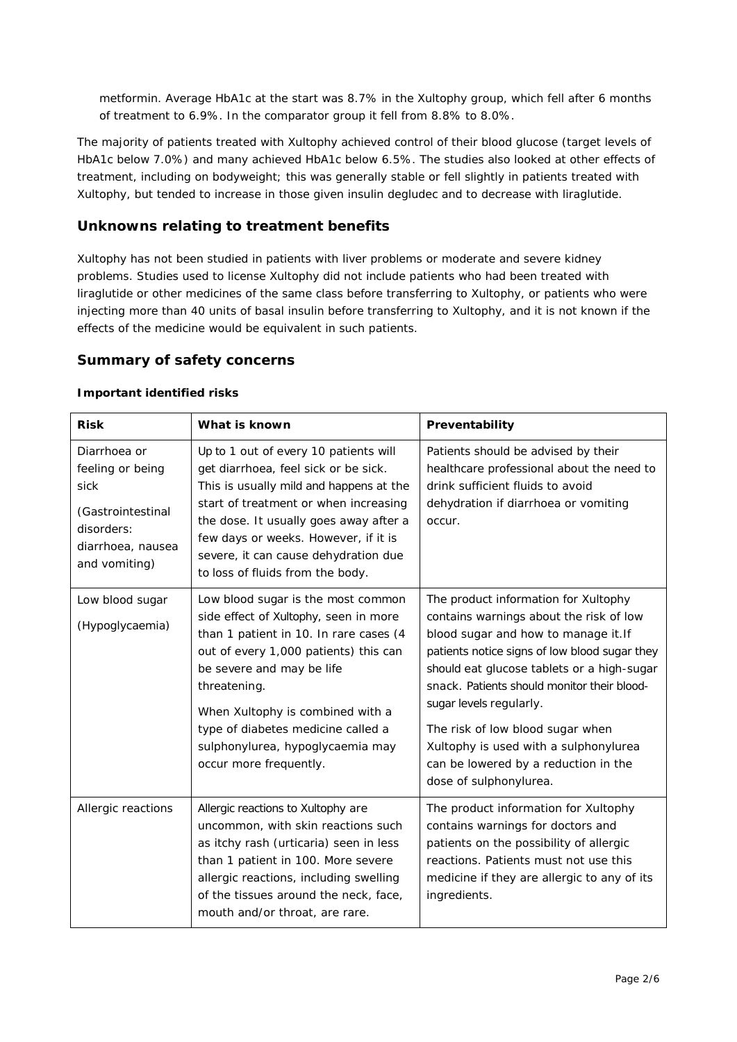metformin. Average HbA1c at the start was 8.7% in the Xultophy group, which fell after 6 months of treatment to 6.9%. In the comparator group it fell from 8.8% to 8.0%.

The majority of patients treated with Xultophy achieved control of their blood glucose (target levels of HbA1c below 7.0%) and many achieved HbA1c below 6.5%. The studies also looked at other effects of treatment, including on bodyweight; this was generally stable or fell slightly in patients treated with Xultophy, but tended to increase in those given insulin degludec and to decrease with liraglutide.

## Unknowns relating to treatment benefits

Xultophy has not been studied in patients with liver problems or moderate and severe kidney problems. Studies used to license Xultophy did not include patients who had been treated with liraglutide or other medicines of the same class before transferring to Xultophy, or patients who were injecting more than 40 units of basal insulin before transferring to Xultophy, and it is not known if the effects of the medicine would be equivalent in such patients.

## Summary of safety concerns

### Important identified risks

| Risk | What is known | Preventability |
|---|---|---|
| Diarrhoea or feeling or being sick<br><br>(Gastrointestinal disorders: diarrhoea, nausea and vomiting) | Up to 1 out of every 10 patients will get diarrhoea, feel sick or be sick. This is usually mild and happens at the start of treatment or when increasing the dose. It usually goes away after a few days or weeks. However, if it is severe, it can cause dehydration due to loss of fluids from the body. | Patients should be advised by their healthcare professional about the need to drink sufficient fluids to avoid dehydration if diarrhoea or vomiting occur. |
| Low blood sugar<br><br>(Hypoglycaemia) | Low blood sugar is the most common side effect of Xultophy, seen in more than 1 patient in 10. In rare cases (4 out of every 1,000 patients) this can be severe and may be life threatening.<br><br>When Xultophy is combined with a type of diabetes medicine called a sulphonylurea, hypoglycaemia may occur more frequently. | The product information for Xultophy contains warnings about the risk of low blood sugar and how to manage it.If patients notice signs of low blood sugar they should eat glucose tablets or a high-sugar snack. Patients should monitor their blood-sugar levels regularly.<br><br>The risk of low blood sugar when Xultophy is used with a sulphonylurea can be lowered by a reduction in the dose of sulphonylurea. |
| Allergic reactions | Allergic reactions to Xultophy are uncommon, with skin reactions such as itchy rash (urticaria) seen in less than 1 patient in 100. More severe allergic reactions, including swelling of the tissues around the neck, face, mouth and/or throat, are rare. | The product information for Xultophy contains warnings for doctors and patients on the possibility of allergic reactions. Patients must not use this medicine if they are allergic to any of its ingredients. |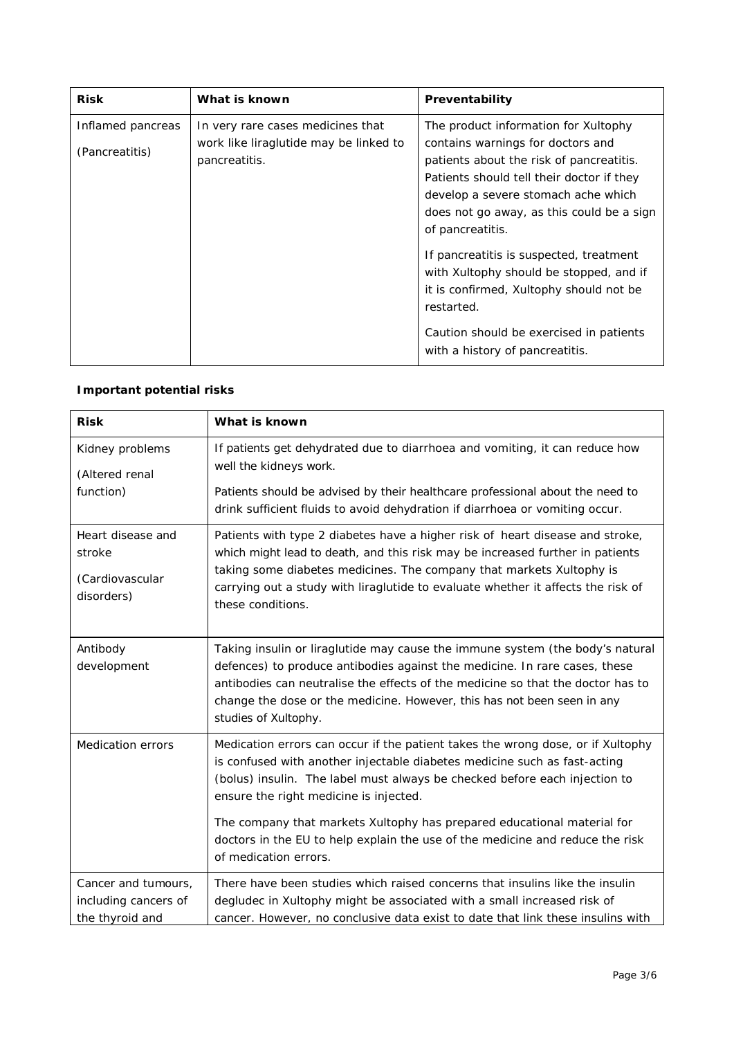| Risk | What is known | Preventability |
| --- | --- | --- |
| Inflamed pancreas<br><br>(Pancreatitis) | In very rare cases medicines that work like liraglutide may be linked to pancreatitis. | The product information for Xultophy contains warnings for doctors and patients about the risk of pancreatitis. Patients should tell their doctor if they develop a severe stomach ache which does not go away, as this could be a sign of pancreatitis.<br><br>If pancreatitis is suspected, treatment with Xultophy should be stopped, and if it is confirmed, Xultophy should not be restarted.<br><br>Caution should be exercised in patients with a history of pancreatitis. |

**Important potential risks**

| Risk | What is known |
| --- | --- |
| Kidney problems<br><br>(Altered renal function) | If patients get dehydrated due to diarrhoea and vomiting, it can reduce how well the kidneys work.<br><br>Patients should be advised by their healthcare professional about the need to drink sufficient fluids to avoid dehydration if diarrhoea or vomiting occur. |
| Heart disease and stroke<br><br>(Cardiovascular disorders) | Patients with type 2 diabetes have a higher risk of heart disease and stroke, which might lead to death, and this risk may be increased further in patients taking some diabetes medicines. The company that markets Xultophy is carrying out a study with liraglutide to evaluate whether it affects the risk of these conditions. |
| Antibody development | Taking insulin or liraglutide may cause the immune system (the body's natural defences) to produce antibodies against the medicine. In rare cases, these antibodies can neutralise the effects of the medicine so that the doctor has to change the dose or the medicine. However, this has not been seen in any studies of Xultophy. |
| Medication errors | Medication errors can occur if the patient takes the wrong dose, or if Xultophy is confused with another injectable diabetes medicine such as fast-acting (bolus) insulin. The label must always be checked before each injection to ensure the right medicine is injected.<br><br>The company that markets Xultophy has prepared educational material for doctors in the EU to help explain the use of the medicine and reduce the risk of medication errors. |
| Cancer and tumours, including cancers of the thyroid and | There have been studies which raised concerns that insulins like the insulin degludec in Xultophy might be associated with a small increased risk of cancer. However, no conclusive data exist to date that link these insulins with |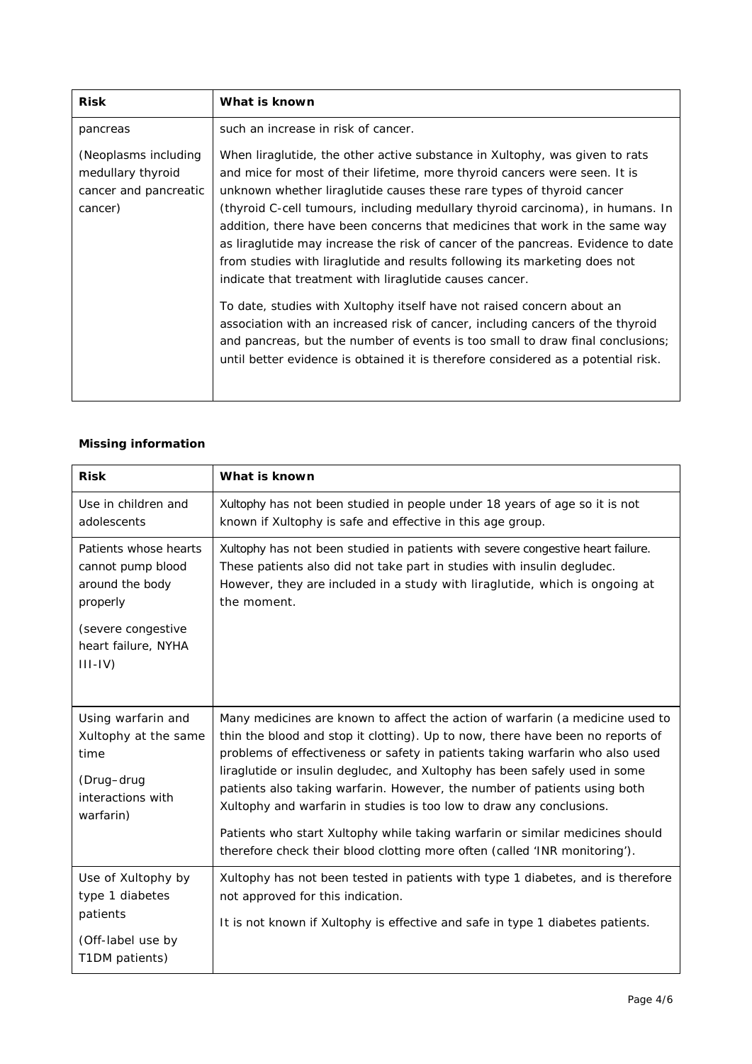| Risk | What is known |
|---|---|
| pancreas<br><br>(Neoplasms including medullary thyroid cancer and pancreatic cancer) | such an increase in risk of cancer.<br><br>When liraglutide, the other active substance in Xultophy, was given to rats and mice for most of their lifetime, more thyroid cancers were seen. It is unknown whether liraglutide causes these rare types of thyroid cancer (thyroid C-cell tumours, including medullary thyroid carcinoma), in humans. In addition, there have been concerns that medicines that work in the same way as liraglutide may increase the risk of cancer of the pancreas. Evidence to date from studies with liraglutide and results following its marketing does not indicate that treatment with liraglutide causes cancer.<br><br>To date, studies with Xultophy itself have not raised concern about an association with an increased risk of cancer, including cancers of the thyroid and pancreas, but the number of events is too small to draw final conclusions; until better evidence is obtained it is therefore considered as a potential risk. |

**Missing information**

| Risk | What is known |
|---|---|
| Use in children and adolescents | Xultophy has not been studied in people under 18 years of age so it is not known if Xultophy is safe and effective in this age group. |
| Patients whose hearts cannot pump blood around the body properly<br><br>(severe congestive heart failure, NYHA III-IV) | Xultophy has not been studied in patients with severe congestive heart failure. These patients also did not take part in studies with insulin degludec. However, they are included in a study with liraglutide, which is ongoing at the moment. |
| Using warfarin and Xultophy at the same time<br><br>(Drug–drug interactions with warfarin) | Many medicines are known to affect the action of warfarin (a medicine used to thin the blood and stop it clotting). Up to now, there have been no reports of problems of effectiveness or safety in patients taking warfarin who also used liraglutide or insulin degludec, and Xultophy has been safely used in some patients also taking warfarin. However, the number of patients using both Xultophy and warfarin in studies is too low to draw any conclusions.<br><br>Patients who start Xultophy while taking warfarin or similar medicines should therefore check their blood clotting more often (called 'INR monitoring'). |
| Use of Xultophy by type 1 diabetes patients<br><br>(Off-label use by T1DM patients) | Xultophy has not been tested in patients with type 1 diabetes, and is therefore not approved for this indication.<br><br>It is not known if Xultophy is effective and safe in type 1 diabetes patients. |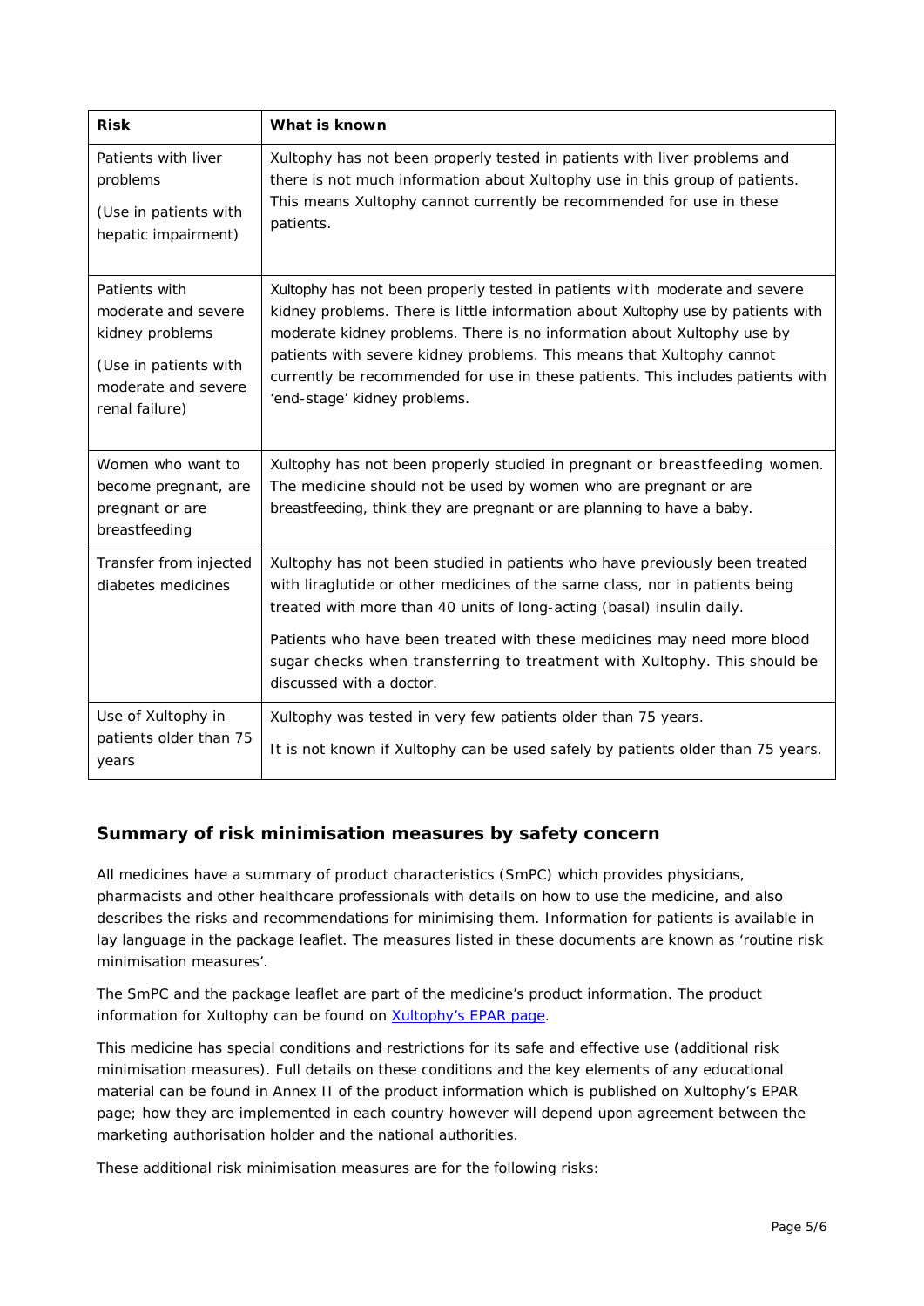| Risk | What is known |
| --- | --- |
| Patients with liver problems<br><br>(Use in patients with hepatic impairment) | Xultophy has not been properly tested in patients with liver problems and there is not much information about Xultophy use in this group of patients. This means Xultophy cannot currently be recommended for use in these patients. |
| Patients with moderate and severe kidney problems<br><br>(Use in patients with moderate and severe renal failure) | Xultophy has not been properly tested in patients with moderate and severe kidney problems. There is little information about Xultophy use by patients with moderate kidney problems. There is no information about Xultophy use by patients with severe kidney problems. This means that Xultophy cannot currently be recommended for use in these patients. This includes patients with 'end-stage' kidney problems. |
| Women who want to become pregnant, are pregnant or are breastfeeding | Xultophy has not been properly studied in pregnant or breastfeeding women. The medicine should not be used by women who are pregnant or are breastfeeding, think they are pregnant or are planning to have a baby. |
| Transfer from injected diabetes medicines | Xultophy has not been studied in patients who have previously been treated with liraglutide or other medicines of the same class, nor in patients being treated with more than 40 units of long-acting (basal) insulin daily.<br><br>Patients who have been treated with these medicines may need more blood sugar checks when transferring to treatment with Xultophy. This should be discussed with a doctor. |
| Use of Xultophy in patients older than 75 years | Xultophy was tested in very few patients older than 75 years.<br><br>It is not known if Xultophy can be used safely by patients older than 75 years. |

### Summary of risk minimisation measures by safety concern

All medicines have a summary of product characteristics (SmPC) which provides physicians, pharmacists and other healthcare professionals with details on how to use the medicine, and also describes the risks and recommendations for minimising them. Information for patients is available in lay language in the package leaflet. The measures listed in these documents are known as 'routine risk minimisation measures'.

The SmPC and the package leaflet are part of the medicine's product information. The product information for Xultophy can be found on Xultophy's EPAR page.

This medicine has special conditions and restrictions for its safe and effective use (additional risk minimisation measures). Full details on these conditions and the key elements of any educational material can be found in Annex II of the product information which is published on Xultophy's EPAR page; how they are implemented in each country however will depend upon agreement between the marketing authorisation holder and the national authorities.

These additional risk minimisation measures are for the following risks: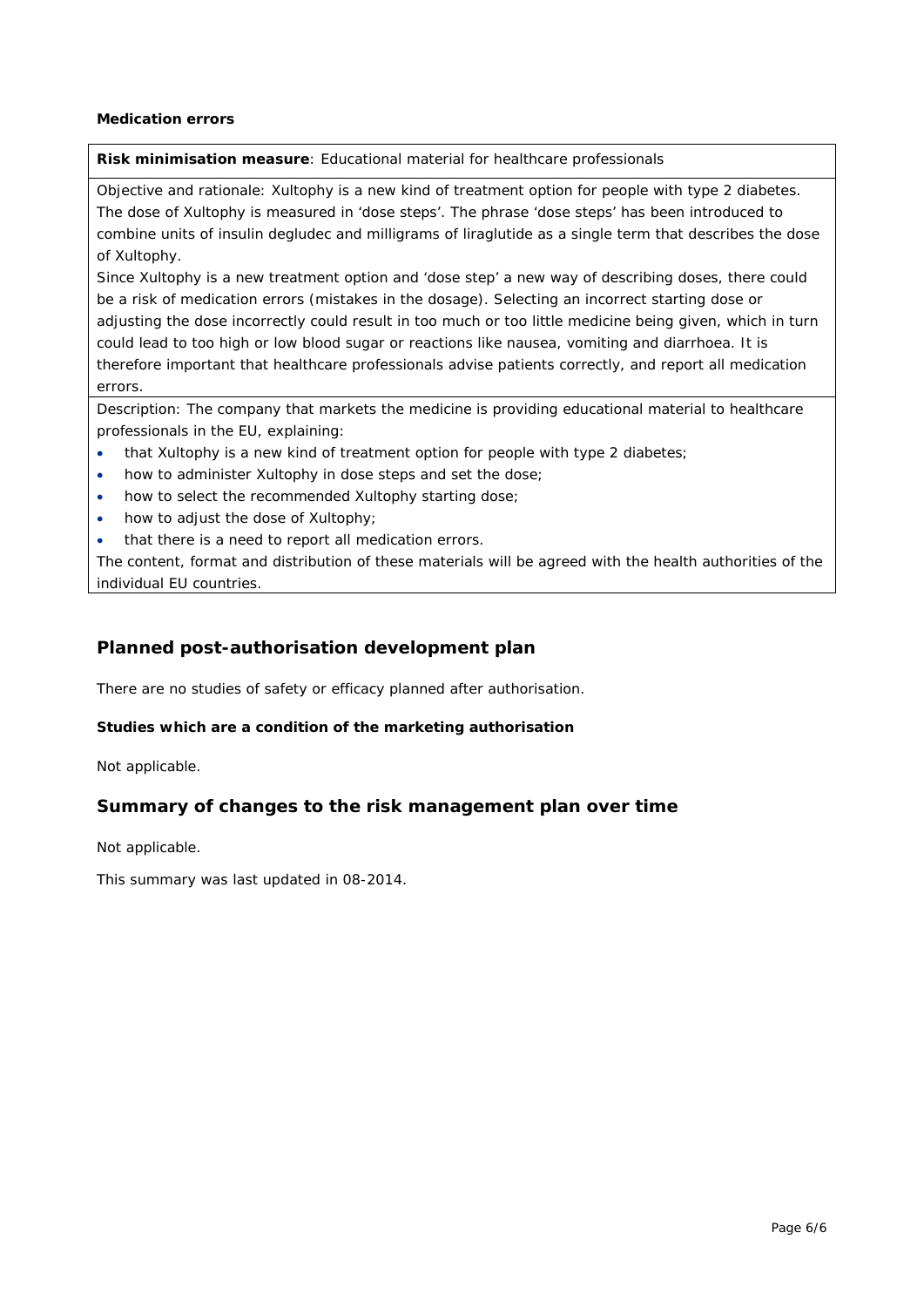**Medication errors**

| **Risk minimisation measure**: Educational material for healthcare professionals |
|---|
| Objective and rationale: Xultophy is a new kind of treatment option for people with type 2 diabetes. The dose of Xultophy is measured in 'dose steps'. The phrase 'dose steps' has been introduced to combine units of insulin degludec and milligrams of liraglutide as a single term that describes the dose of Xultophy.<br>Since Xultophy is a new treatment option and 'dose step' a new way of describing doses, there could be a risk of medication errors (mistakes in the dosage). Selecting an incorrect starting dose or adjusting the dose incorrectly could result in too much or too little medicine being given, which in turn could lead to too high or low blood sugar or reactions like nausea, vomiting and diarrhoea. It is therefore important that healthcare professionals advise patients correctly, and report all medication errors. |
| Description: The company that markets the medicine is providing educational material to healthcare professionals in the EU, explaining:<br>• that Xultophy is a new kind of treatment option for people with type 2 diabetes;<br>• how to administer Xultophy in dose steps and set the dose;<br>• how to select the recommended Xultophy starting dose;<br>• how to adjust the dose of Xultophy;<br>• that there is a need to report all medication errors.<br>The content, format and distribution of these materials will be agreed with the health authorities of the individual EU countries. |

## Planned post-authorisation development plan

There are no studies of safety or efficacy planned after authorisation.

**Studies which are a condition of the marketing authorisation**

Not applicable.

## Summary of changes to the risk management plan over time

Not applicable.

This summary was last updated in 08-2014.